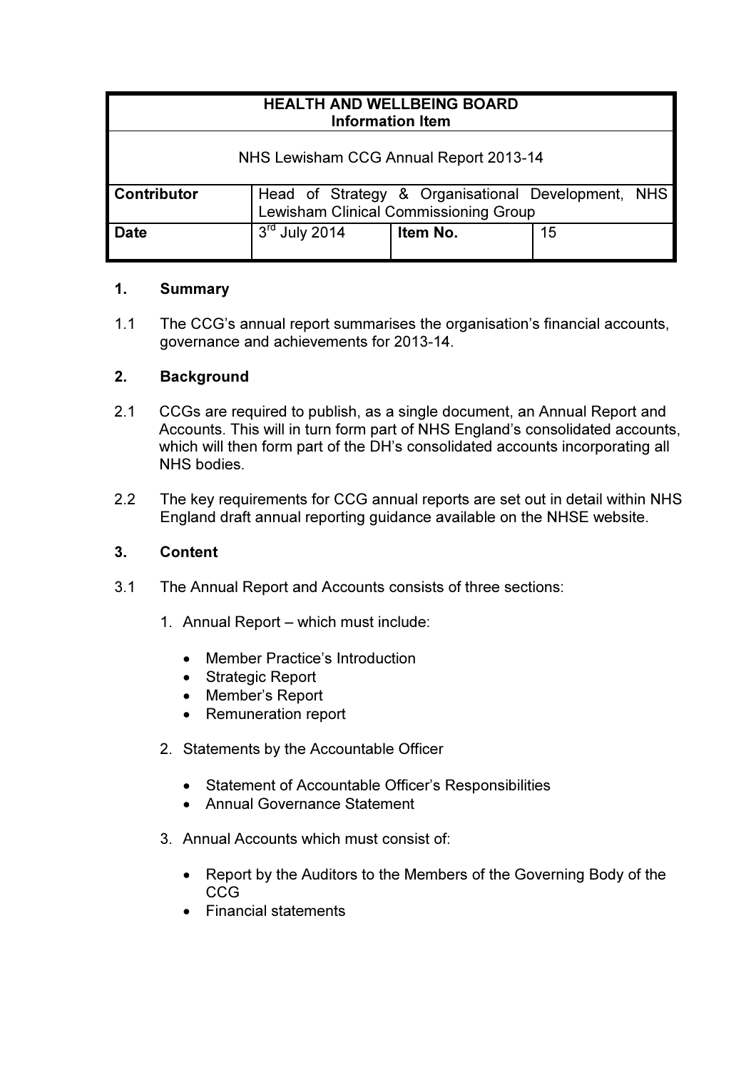| HEALTH AND WELLBEING BOARD<br>Information Item | | | |
|---|---|---|---|
| NHS Lewisham CCG Annual Report 2013-14 | | | |
| **Contributor** | Head of Strategy & Organisational Development, NHS Lewisham Clinical Commissioning Group | | |
| **Date** | 3rd July 2014 | **Item No.** | 15 |

## 1. Summary

1.1 The CCG's annual report summarises the organisation's financial accounts, governance and achievements for 2013-14.

## 2. Background

2.1 CCGs are required to publish, as a single document, an Annual Report and Accounts. This will in turn form part of NHS England's consolidated accounts, which will then form part of the DH's consolidated accounts incorporating all NHS bodies.

2.2 The key requirements for CCG annual reports are set out in detail within NHS England draft annual reporting guidance available on the NHSE website.

## 3. Content

3.1 The Annual Report and Accounts consists of three sections:

1. Annual Report – which must include:
    - Member Practice's Introduction
    - Strategic Report
    - Member's Report
    - Remuneration report
2. Statements by the Accountable Officer
    - Statement of Accountable Officer's Responsibilities
    - Annual Governance Statement
3. Annual Accounts which must consist of:
    - Report by the Auditors to the Members of the Governing Body of the CCG
    - Financial statements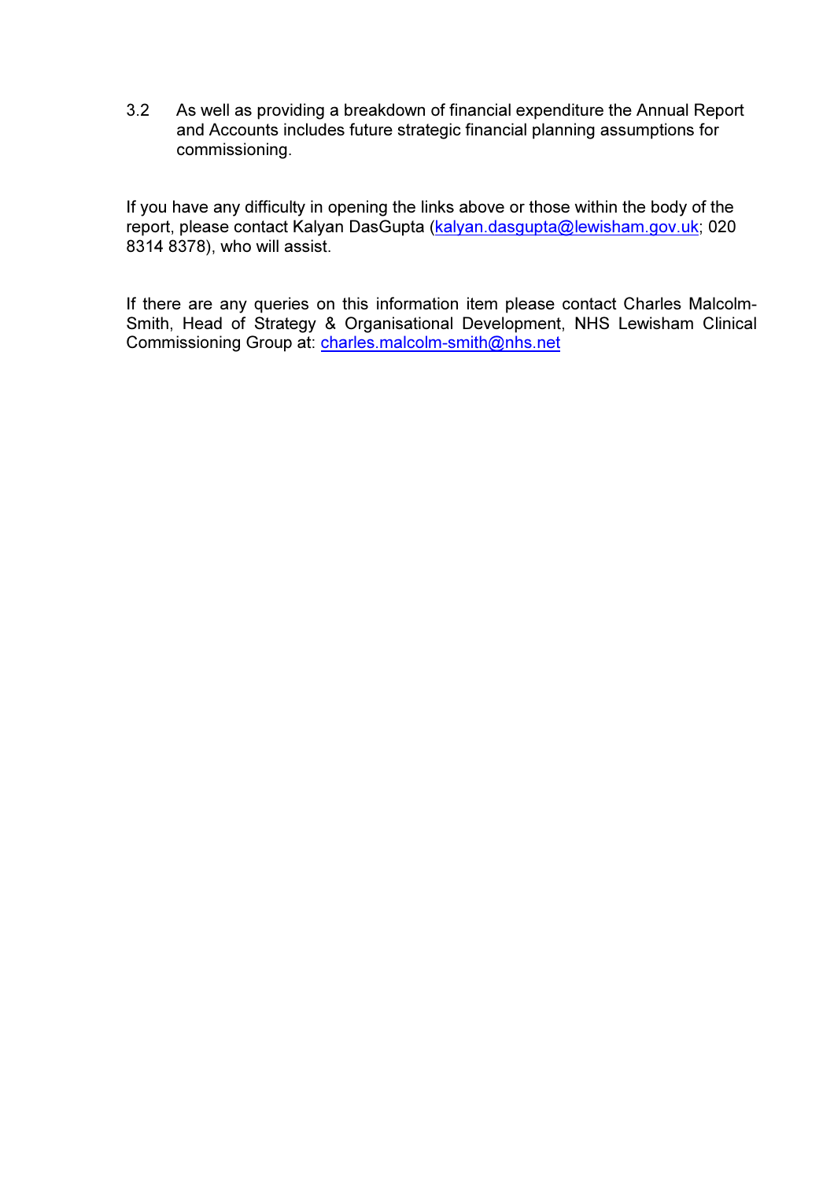3.2 As well as providing a breakdown of financial expenditure the Annual Report and Accounts includes future strategic financial planning assumptions for commissioning.

If you have any difficulty in opening the links above or those within the body of the report, please contact Kalyan DasGupta (kalyan.dasgupta@lewisham.gov.uk; 020 8314 8378), who will assist.

If there are any queries on this information item please contact Charles Malcolm-Smith, Head of Strategy & Organisational Development, NHS Lewisham Clinical Commissioning Group at: charles.malcolm-smith@nhs.net